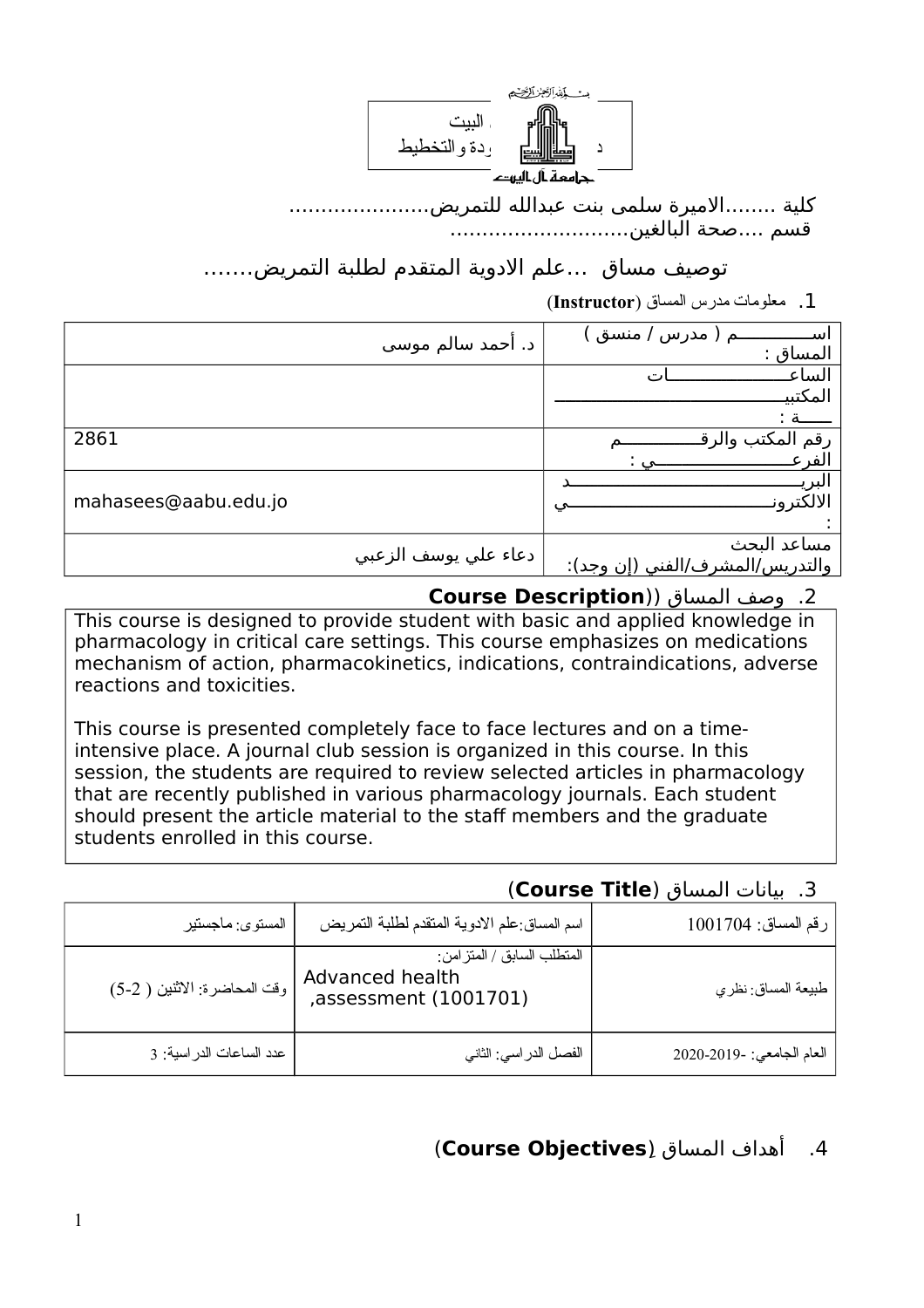البيت
ردة والتخطيط

جامعة آل البيت

كلية .......الاميرة سلمى بنت عبدالله للتمريض.....................

قسم ....صحة البالغين...........................

## توصيف مساق ...علم الادوية المتقدم لطلبة التمريض.......

1. معلومات مدرس المساق (**Instructor**)

| اســــــــــم ( مدرس / منسق ) المساق : | د. أحمد سالم موسى |
|---|---|
| الساعــــــــــــــــات المكتبيـــــــــــــــــــــــــــة : | |
| رقم المكتب والرقـــــــــــم الفرعـــــــــــــــــي : | 2861 |
| البريـــــــــــــــــــــد الالكترونـــــــــــــــــــي : | mahasees@aabu.edu.jo |
| مساعد البحث والتدريس/المشرف/الفني (إن وجد): | دعاء علي يوسف الزعبي |

2. وصف المساق ((**Course Description**

This course is designed to provide student with basic and applied knowledge in pharmacology in critical care settings. This course emphasizes on medications mechanism of action, pharmacokinetics, indications, contraindications, adverse reactions and toxicities.

This course is presented completely face to face lectures and on a time-intensive place. A journal club session is organized in this course. In this session, the students are required to review selected articles in pharmacology that are recently published in various pharmacology journals. Each student should present the article material to the staff members and the graduate students enrolled in this course.

3. بيانات المساق (**Course Title**)

| رقم المساق: 1001704 | اسم المساق:علم الادوية المتقدم لطلبة التمريض | المستوى: ماجستير |
|---|---|---|
| طبيعة المساق: نظري | المتطلب السابق / المتزامن: Advanced health assessment (1001701), | وقت المحاضرة: الاثنين ( 2-5) |
| العام الجامعي: -2019-2020 | الفصل الدراسي: الثاني | عدد الساعات الدراسية: 3 |

4. أهداف المساق (**Course Objectives**)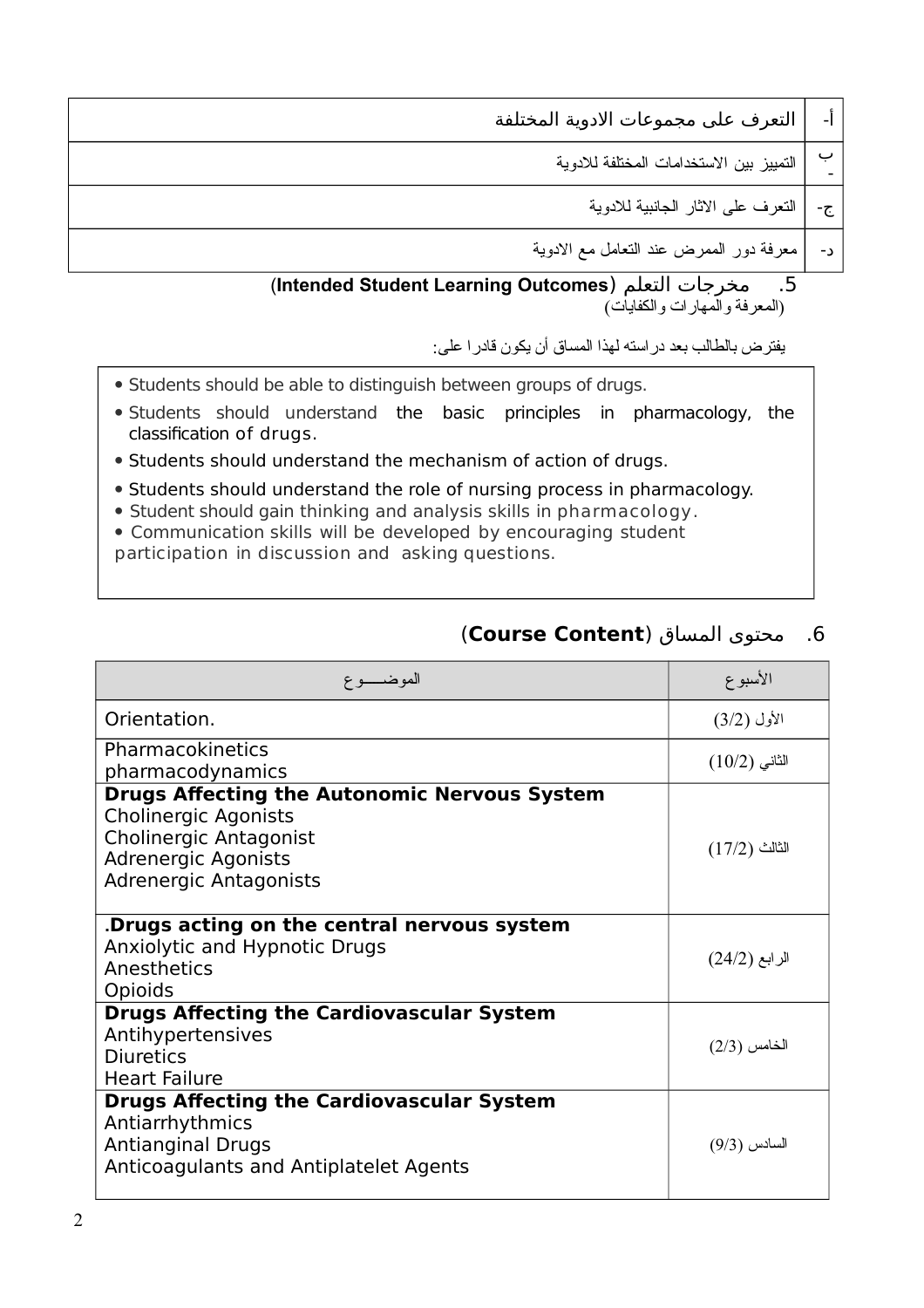| | |
|---|---|
| أ- | التعرف على مجموعات الادوية المختلفة |
| ب- | التمييز بين الاستخدامات المختلفة للادوية |
| ج- | التعرف على الاثار الجانبية للادوية |
| د- | معرفة دور الممرض عند التعامل مع الادوية |

## 5. مخرجات التعلم (Intended Student Learning Outcomes)

(المعرفة والمهارات والكفايات)

يفترض بالطالب بعد دراسته لهذا المساق أن يكون قادرا على:

- Students should be able to distinguish between groups of drugs.
- Students should understand the basic principles in pharmacology, the classification of drugs.
- Students should understand the mechanism of action of drugs.
- Students should understand the role of nursing process in pharmacology.
- Student should gain thinking and analysis skills in pharmacology.
- Communication skills will be developed by encouraging student participation in discussion and asking questions.

## 6. محتوى المساق (Course Content)

| الموضــــوع | الأسبوع |
|---|---|
| Orientation. | الأول (3/2) |
| Pharmacokinetics<br>pharmacodynamics | الثاني (10/2) |
| **Drugs Affecting the Autonomic Nervous System**<br>Cholinergic Agonists<br>Cholinergic Antagonist<br>Adrenergic Agonists<br>Adrenergic Antagonists | الثالث (17/2) |
| .**Drugs acting on the central nervous system**<br>Anxiolytic and Hypnotic Drugs<br>Anesthetics<br>Opioids | الرابع (24/2) |
| **Drugs Affecting the Cardiovascular System**<br>Antihypertensives<br>Diuretics<br>Heart Failure | الخامس (2/3) |
| **Drugs Affecting the Cardiovascular System**<br>Antiarrhythmics<br>Antianginal Drugs<br>Anticoagulants and Antiplatelet Agents | السادس (9/3) |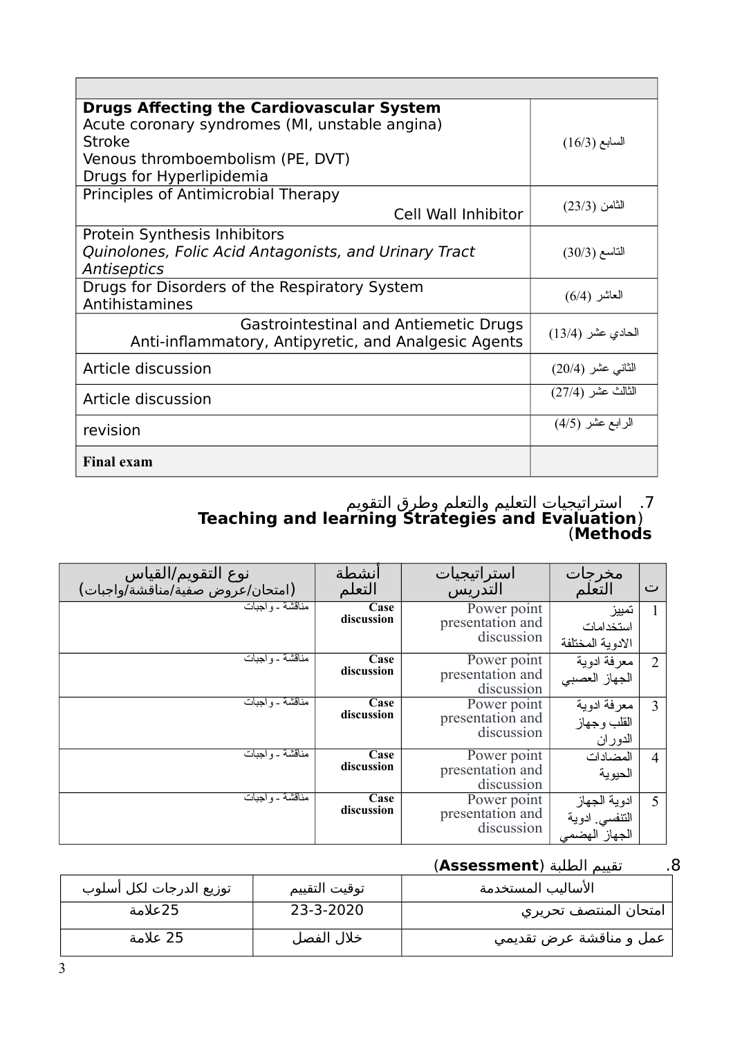| | |
|---|---|
| **Drugs Affecting the Cardiovascular System**<br>Acute coronary syndromes (MI, unstable angina)<br>Stroke<br>Venous thromboembolism (PE, DVT)<br>Drugs for Hyperlipidemia | السابع (16/3) |
| Principles of Antimicrobial Therapy<br>Cell Wall Inhibitor | الثامن (23/3) |
| Protein Synthesis Inhibitors<br>*Quinolones, Folic Acid Antagonists, and Urinary Tract Antiseptics* | التاسع (30/3) |
| Drugs for Disorders of the Respiratory System<br>Antihistamines | العاشر (6/4) |
| Gastrointestinal and Antiemetic Drugs<br>Anti-inflammatory, Antipyretic, and Analgesic Agents | الحادي عشر (13/4) |
| Article discussion | الثاني عشر (20/4) |
| Article discussion | الثالث عشر (27/4) |
| revision | الرابع عشر (4/5) |
| **Final exam** | |

### 7. استراتيجيات التعليم والتعلم وطرق التقويم (**Teaching and learning Strategies and Evaluation Methods**)

| ت | مخرجات التعلم | استراتيجيات التدريس | أنشطة التعلم | نوع التقويم/القياس (امتحان/عروض صفية/مناقشة/واجبات) |
|---|---|---|---|---|
| 1 | تمييز استخدامات الادوية المختلفة | Power point presentation and discussion | **Case discussion** | مناقشة - واجبات |
| 2 | معرفة ادوية الجهاز العصبي | Power point presentation and discussion | **Case discussion** | مناقشة - واجبات |
| 3 | معرفة ادوية القلب وجهاز الدوران | Power point presentation and discussion | **Case discussion** | مناقشة - واجبات |
| 4 | المضادات الحيوية | Power point presentation and discussion | **Case discussion** | مناقشة - واجبات |
| 5 | ادوية الجهاز التنفسي. ادوية الجهاز الهضمي | Power point presentation and discussion | **Case discussion** | مناقشة - واجبات |

### 8. تقييم الطلبة (**Assessment**)

| الأساليب المستخدمة | توقيت التقييم | توزيع الدرجات لكل أسلوب |
|---|---|---|
| امتحان المنتصف تحريري | 23-3-2020 | 25علامة |
| عمل و مناقشة عرض تقديمي | خلال الفصل | 25 علامة |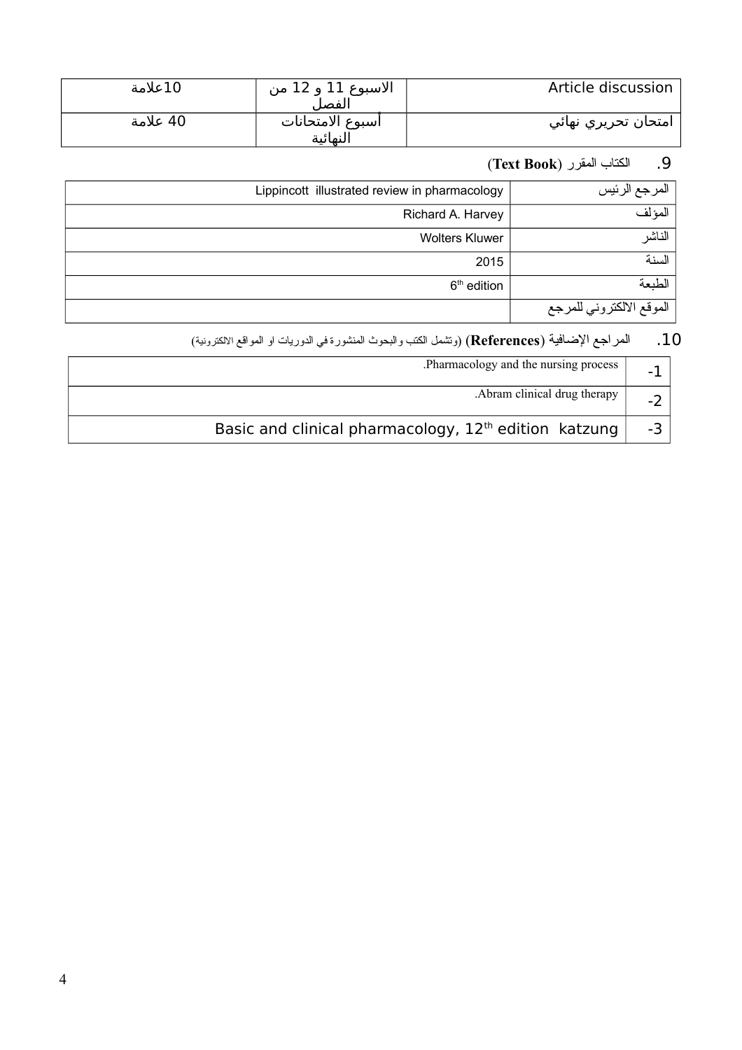| | | |
|---|---|---|
| Article discussion | الاسبوع 11 و 12 من الفصل | 10علامة |
| امتحان تحريري نهائي | أسبوع الامتحانات النهائية | 40 علامة |

9. الكتاب المقرر (**Text Book**)

| | |
|---|---|
| المرجع الرئيس | Lippincott illustrated review in pharmacology |
| المؤلف | Richard A. Harvey |
| الناشر | Wolters Kluwer |
| السنة | 2015 |
| الطبعة | 6th edition |
| الموقع الالكتروني للمرجع | |

10. المراجع الإضافية (**References**) (وتشمل الكتب والبحوث المنشورة في الدوريات او المواقع الالكترونية)

| | |
|---|---|
| -1 | .Pharmacology and the nursing process |
| -2 | .Abram clinical drug therapy |
| -3 | Basic and clinical pharmacology, 12th edition katzung |